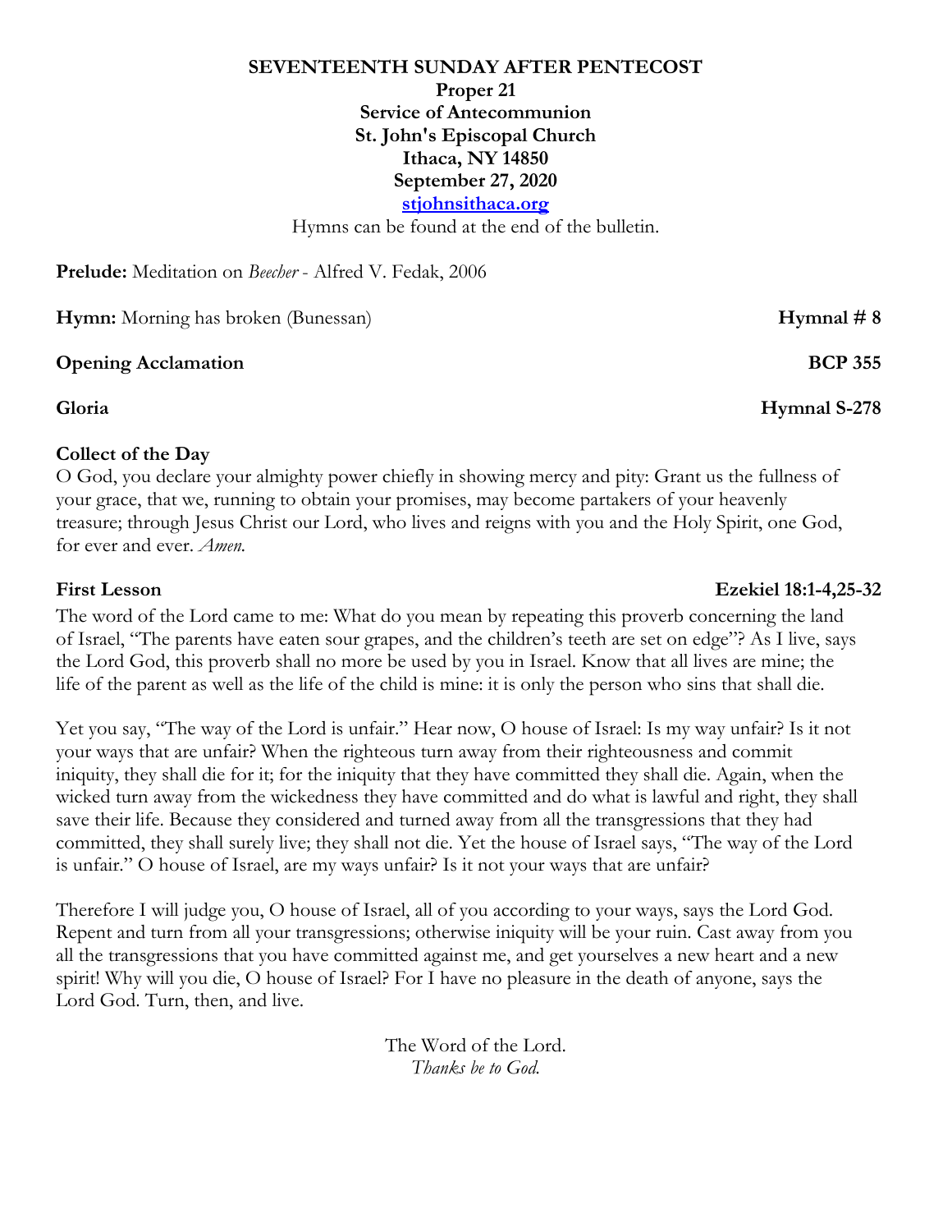**SEVENTEENTH SUNDAY AFTER PENTECOST**
**Proper 21**
**Service of Antecommunion**
**St. John's Episcopal Church**
**Ithaca, NY 14850**
**September 27, 2020**
**[stjohnsithaca.org](stjohnsithaca.org)**

Hymns can be found at the end of the bulletin.

**Prelude:** Meditation on *Beecher* - Alfred V. Fedak, 2006

**Hymn:** Morning has broken (Bunessan) **Hymnal # 8**

**Opening Acclamation** **BCP 355**

**Gloria** **Hymnal S-278**

**Collect of the Day**

O God, you declare your almighty power chiefly in showing mercy and pity: Grant us the fullness of your grace, that we, running to obtain your promises, may become partakers of your heavenly treasure; through Jesus Christ our Lord, who lives and reigns with you and the Holy Spirit, one God, for ever and ever. *Amen.*

**First Lesson** **Ezekiel 18:1-4,25-32**

The word of the Lord came to me: What do you mean by repeating this proverb concerning the land of Israel, "The parents have eaten sour grapes, and the children's teeth are set on edge"? As I live, says the Lord God, this proverb shall no more be used by you in Israel. Know that all lives are mine; the life of the parent as well as the life of the child is mine: it is only the person who sins that shall die.

Yet you say, "The way of the Lord is unfair." Hear now, O house of Israel: Is my way unfair? Is it not your ways that are unfair? When the righteous turn away from their righteousness and commit iniquity, they shall die for it; for the iniquity that they have committed they shall die. Again, when the wicked turn away from the wickedness they have committed and do what is lawful and right, they shall save their life. Because they considered and turned away from all the transgressions that they had committed, they shall surely live; they shall not die. Yet the house of Israel says, "The way of the Lord is unfair." O house of Israel, are my ways unfair? Is it not your ways that are unfair?

Therefore I will judge you, O house of Israel, all of you according to your ways, says the Lord God. Repent and turn from all your transgressions; otherwise iniquity will be your ruin. Cast away from you all the transgressions that you have committed against me, and get yourselves a new heart and a new spirit! Why will you die, O house of Israel? For I have no pleasure in the death of anyone, says the Lord God. Turn, then, and live.

The Word of the Lord.
*Thanks be to God.*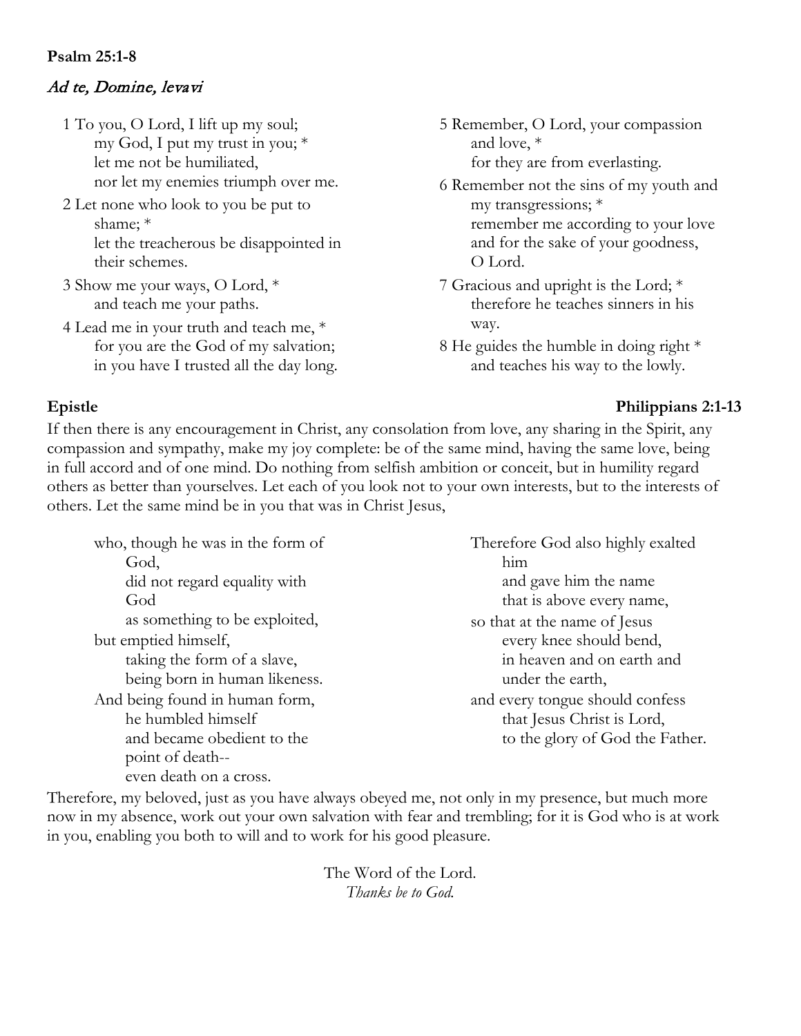**Psalm 25:1-8**

*Ad te, Domine, levavi*

1 To you, O Lord, I lift up my soul;
my God, I put my trust in you; *
let me not be humiliated,
nor let my enemies triumph over me.

2 Let none who look to you be put to shame; *
let the treacherous be disappointed in their schemes.

3 Show me your ways, O Lord, *
and teach me your paths.

4 Lead me in your truth and teach me, *
for you are the God of my salvation;
in you have I trusted all the day long.

5 Remember, O Lord, your compassion and love, *
for they are from everlasting.

6 Remember not the sins of my youth and my transgressions; *
remember me according to your love
and for the sake of your goodness, O Lord.

7 Gracious and upright is the Lord; *
therefore he teaches sinners in his way.

8 He guides the humble in doing right *
and teaches his way to the lowly.

**Epistle** **Philippians 2:1-13**

If then there is any encouragement in Christ, any consolation from love, any sharing in the Spirit, any compassion and sympathy, make my joy complete: be of the same mind, having the same love, being in full accord and of one mind. Do nothing from selfish ambition or conceit, but in humility regard others as better than yourselves. Let each of you look not to your own interests, but to the interests of others. Let the same mind be in you that was in Christ Jesus,

who, though he was in the form of God,
did not regard equality with God
as something to be exploited,
but emptied himself,
taking the form of a slave,
being born in human likeness.
And being found in human form,
he humbled himself
and became obedient to the point of death--
even death on a cross.
Therefore God also highly exalted him
and gave him the name
that is above every name,
so that at the name of Jesus
every knee should bend,
in heaven and on earth and under the earth,
and every tongue should confess
that Jesus Christ is Lord,
to the glory of God the Father.

Therefore, my beloved, just as you have always obeyed me, not only in my presence, but much more now in my absence, work out your own salvation with fear and trembling; for it is God who is at work in you, enabling you both to will and to work for his good pleasure.

The Word of the Lord.
*Thanks be to God.*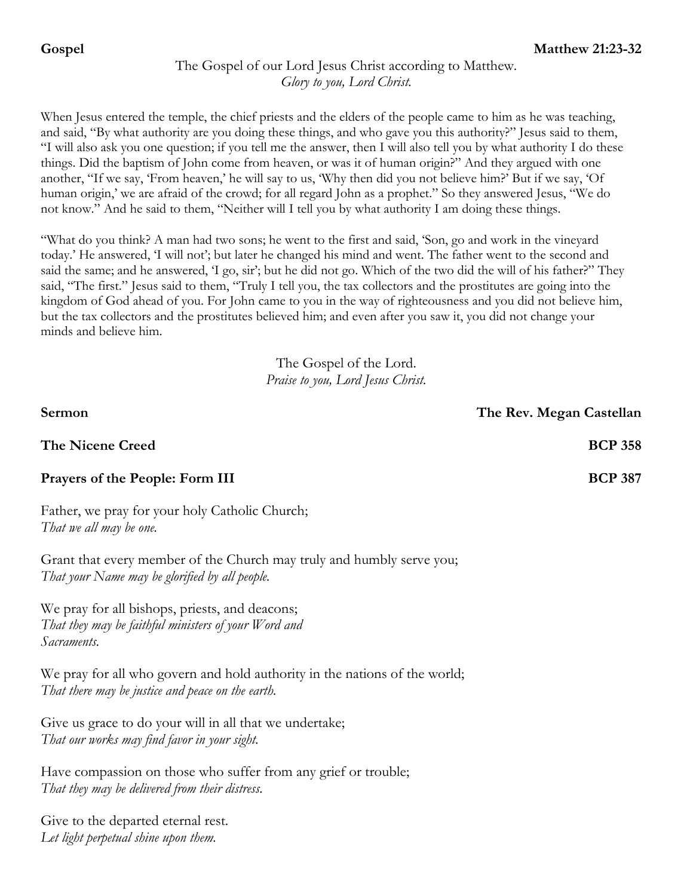**Gospel** **Matthew 21:23-32**

The Gospel of our Lord Jesus Christ according to Matthew.
*Glory to you, Lord Christ.*

When Jesus entered the temple, the chief priests and the elders of the people came to him as he was teaching, and said, "By what authority are you doing these things, and who gave you this authority?" Jesus said to them, "I will also ask you one question; if you tell me the answer, then I will also tell you by what authority I do these things. Did the baptism of John come from heaven, or was it of human origin?" And they argued with one another, "If we say, 'From heaven,' he will say to us, 'Why then did you not believe him?' But if we say, 'Of human origin,' we are afraid of the crowd; for all regard John as a prophet." So they answered Jesus, "We do not know." And he said to them, "Neither will I tell you by what authority I am doing these things.

"What do you think? A man had two sons; he went to the first and said, 'Son, go and work in the vineyard today.' He answered, 'I will not'; but later he changed his mind and went. The father went to the second and said the same; and he answered, 'I go, sir'; but he did not go. Which of the two did the will of his father?" They said, "The first." Jesus said to them, "Truly I tell you, the tax collectors and the prostitutes are going into the kingdom of God ahead of you. For John came to you in the way of righteousness and you did not believe him, but the tax collectors and the prostitutes believed him; and even after you saw it, you did not change your minds and believe him.

The Gospel of the Lord.
*Praise to you, Lord Jesus Christ.*

**Sermon** **The Rev. Megan Castellan**

**The Nicene Creed** **BCP 358**

**Prayers of the People: Form III** **BCP 387**

Father, we pray for your holy Catholic Church;
*That we all may be one.*

Grant that every member of the Church may truly and humbly serve you;
*That your Name may be glorified by all people.*

We pray for all bishops, priests, and deacons;
*That they may be faithful ministers of your Word and Sacraments.*

We pray for all who govern and hold authority in the nations of the world;
*That there may be justice and peace on the earth.*

Give us grace to do your will in all that we undertake;
*That our works may find favor in your sight.*

Have compassion on those who suffer from any grief or trouble;
*That they may be delivered from their distress.*

Give to the departed eternal rest.
*Let light perpetual shine upon them.*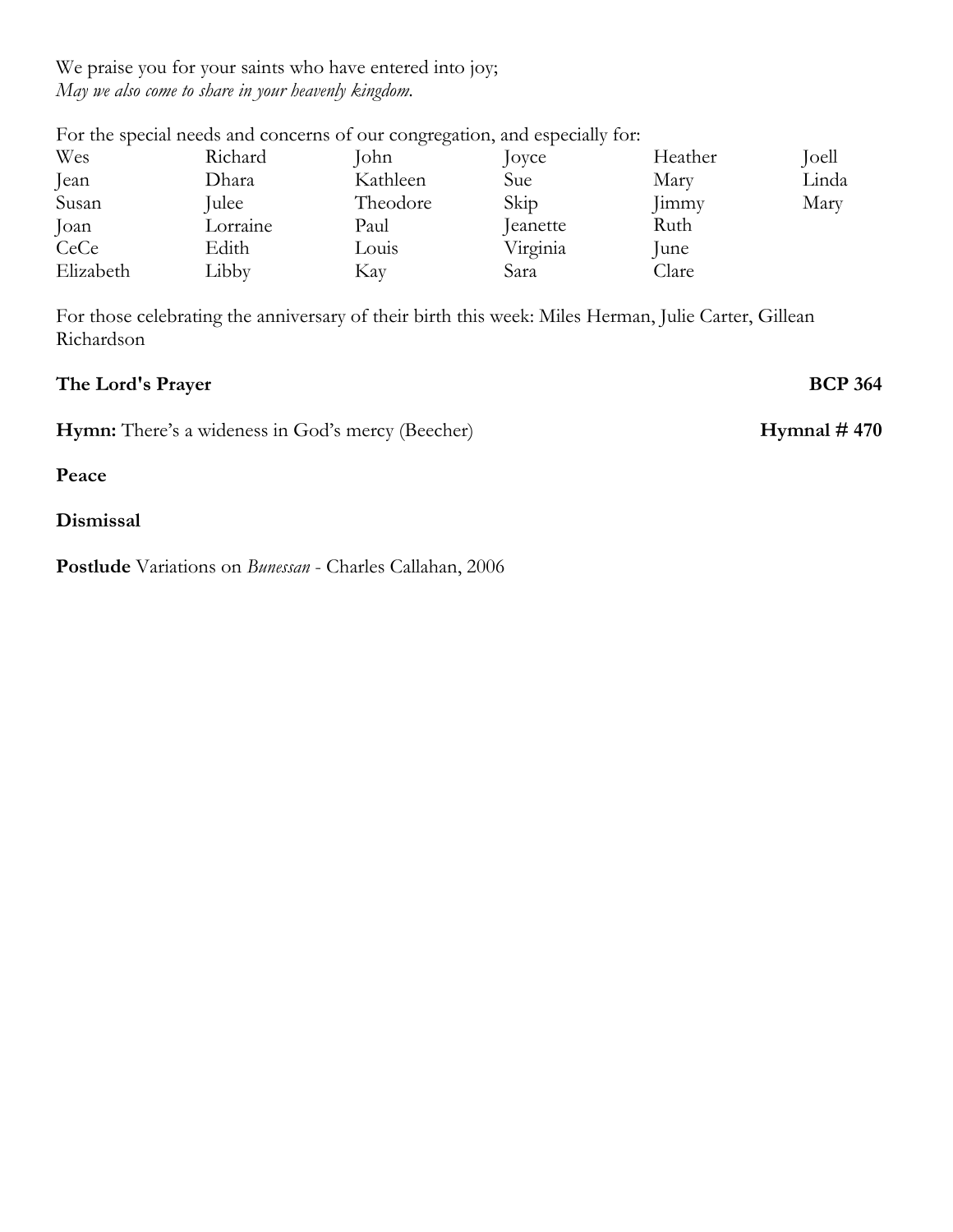We praise you for your saints who have entered into joy;
*May we also come to share in your heavenly kingdom.*

For the special needs and concerns of our congregation, and especially for:

| | | | | | |
|---|---|---|---|---|---|
| Wes | Richard | John | Joyce | Heather | Joell |
| Jean | Dhara | Kathleen | Sue | Mary | Linda |
| Susan | Julee | Theodore | Skip | Jimmy | Mary |
| Joan | Lorraine | Paul | Jeanette | Ruth | |
| CeCe | Edith | Louis | Virginia | June | |
| Elizabeth | Libby | Kay | Sara | Clare | |

For those celebrating the anniversary of their birth this week: Miles Herman, Julie Carter, Gillean Richardson

**The Lord's Prayer** **BCP 364**

**Hymn:** There's a wideness in God's mercy (Beecher) **Hymnal # 470**

**Peace**

**Dismissal**

**Postlude** Variations on *Bunessan* - Charles Callahan, 2006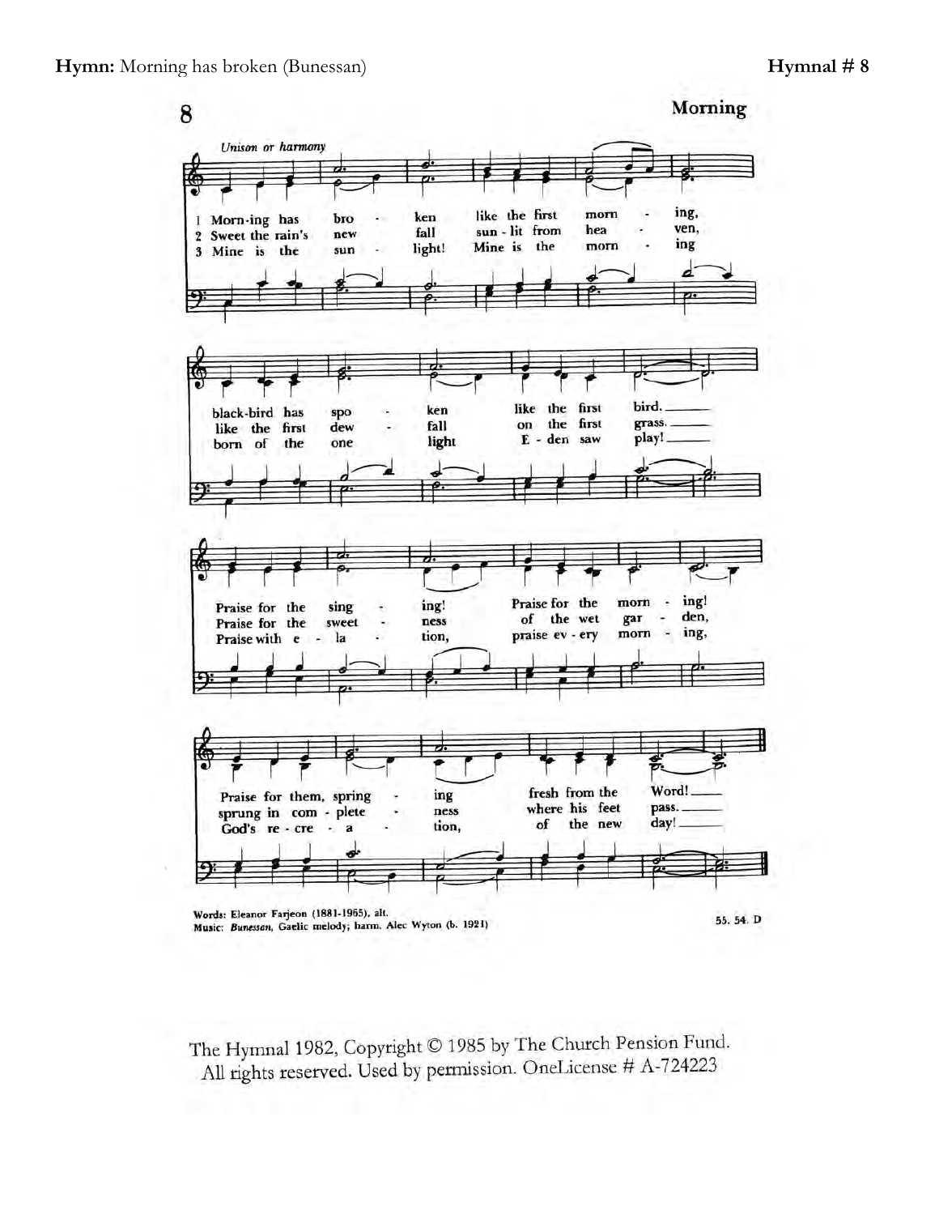**Hymn:** Morning has broken (Bunessan) **Hymnal # 8**

8 **Morning**

*Unison or harmony*

1 Morn-ing has bro - ken like the first morn - ing,
black-bird has spo - ken like the first bird.
Praise for the sing - ing! Praise for the morn - ing!
Praise for them, spring - ing fresh from the Word!

2 Sweet the rain's new fall sun - lit from hea - ven,
like the first dew - fall on the first grass.
Praise for the sweet - ness of the wet gar - den,
sprung in com - plete - ness where his feet pass.

3 Mine is the sun - light! Mine is the morn - ing
born of the one light E - den saw play!
Praise with e - la - tion, praise ev - ery morn - ing,
God's re - cre - a - tion of the new day!

Words: Eleanor Farjeon (1881-1965), alt.
Music: *Bunessan*, Gaelic melody; harm. Alec Wyton (b. 1921)

55. 54. D

The Hymnal 1982, Copyright © 1985 by The Church Pension Fund.
All rights reserved. Used by permission. OneLicense # A-724223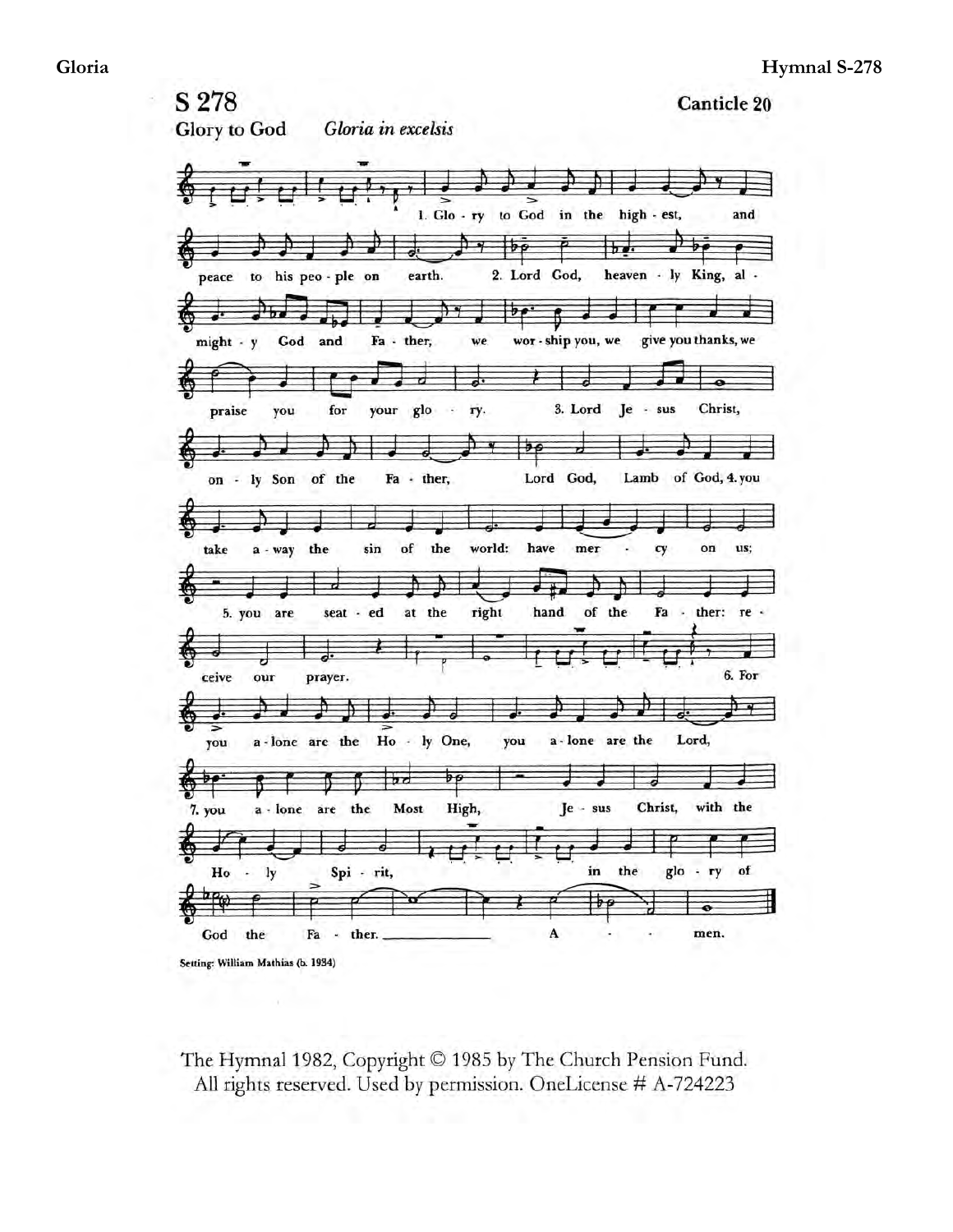## S 278

**Canticle 20**

**Glory to God** *Gloria in excelsis*

1. Glo - ry to God in the high - est, and peace to his peo - ple on earth. 2. Lord God, heaven - ly King, al - might - y God and Fa - ther, we wor - ship you, we give you thanks, we praise you for your glo - ry. 3. Lord Je - sus Christ, on - ly Son of the Fa - ther, Lord God, Lamb of God, 4. you take a - way the sin of the world: have mer - cy on us; 5. you are seat - ed at the right hand of the Fa - ther: re - ceive our prayer. 6. For you a - lone are the Ho - ly One, you a - lone are the Lord, 7. you a - lone are the Most High, Je - sus Christ, with the Ho - ly Spi - rit, in the glo - ry of God the Fa - ther. A - men.

Setting: William Mathias (b. 1934)

The Hymnal 1982, Copyright © 1985 by The Church Pension Fund. All rights reserved. Used by permission. OneLicense # A-724223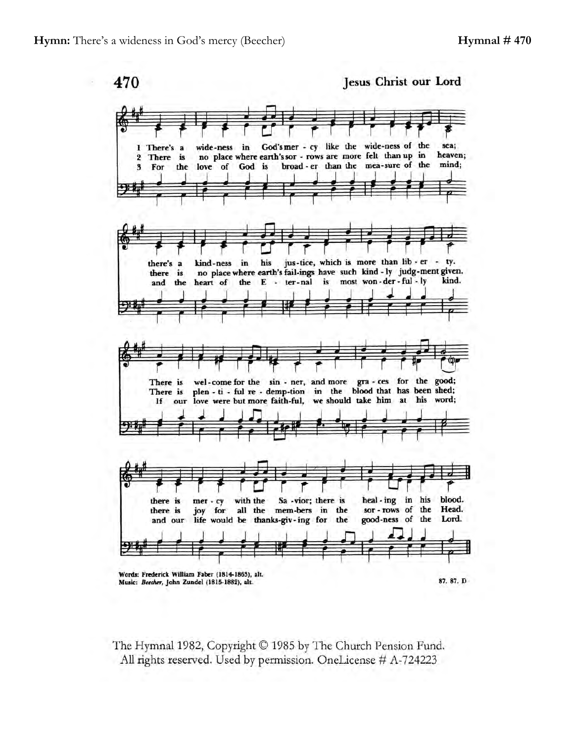**Hymn:** There's a wideness in God's mercy (Beecher) **Hymnal # 470**

470 Jesus Christ our Lord

1 There's a wide-ness in God's mer - cy like the wide-ness of the sea;
2 There is no place where earth's sor - rows are more felt than up in heaven;
3 For the love of God is broad - er than the mea-sure of the mind;

there's a kind-ness in his jus-tice, which is more than lib - er - ty.
there is no place where earth's fail-ings have such kind - ly judg-ment given.
and the heart of the E - ter-nal is most won - der - ful - ly kind.

There is wel - come for the sin - ner, and more gra - ces for the good;
There is plen - ti - ful re - demp-tion in the blood that has been shed;
If our love were but more faith-ful, we should take him at his word;

there is mer - cy with the Sa - vior; there is heal - ing in his blood.
there is joy for all the mem-bers in the sor - rows of the Head.
and our life would be thanks-giv - ing for the good-ness of the Lord.

Words: Frederick William Faber (1814-1863), alt.
Music: *Beecher*, John Zundel (1815-1882), alt.

87. 87. D

The Hymnal 1982, Copyright © 1985 by The Church Pension Fund.
All rights reserved. Used by permission. OneLicense # A-724223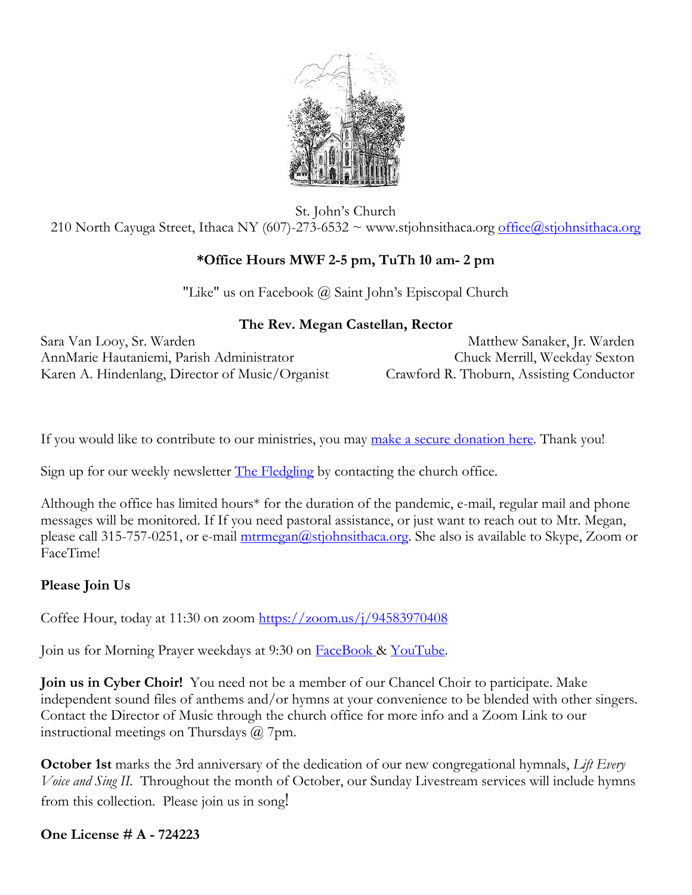St. John's Church
210 North Cayuga Street, Ithaca NY (607)-273-6532 ~ www.stjohnsithaca.org office@stjohnsithaca.org

**\*Office Hours MWF 2-5 pm, TuTh 10 am- 2 pm**

"Like" us on Facebook @ Saint John's Episcopal Church

**The Rev. Megan Castellan, Rector**

Sara Van Looy, Sr. Warden
Matthew Sanaker, Jr. Warden
AnnMarie Hautaniemi, Parish Administrator
Chuck Merrill, Weekday Sexton
Karen A. Hindenlang, Director of Music/Organist
Crawford R. Thoburn, Assisting Conductor

If you would like to contribute to our ministries, you may make a secure donation here. Thank you!

Sign up for our weekly newsletter The Fledgling by contacting the church office.

Although the office has limited hours* for the duration of the pandemic, e-mail, regular mail and phone messages will be monitored. If If you need pastoral assistance, or just want to reach out to Mtr. Megan, please call 315-757-0251, or e-mail mtrmegan@stjohnsithaca.org. She also is available to Skype, Zoom or FaceTime!

**Please Join Us**

Coffee Hour, today at 11:30 on zoom https://zoom.us/j/94583970408

Join us for Morning Prayer weekdays at 9:30 on FaceBook & YouTube.

**Join us in Cyber Choir!** You need not be a member of our Chancel Choir to participate. Make independent sound files of anthems and/or hymns at your convenience to be blended with other singers. Contact the Director of Music through the church office for more info and a Zoom Link to our instructional meetings on Thursdays @ 7pm.

**October 1st** marks the 3rd anniversary of the dedication of our new congregational hymnals, *Lift Every Voice and Sing II*. Throughout the month of October, our Sunday Livestream services will include hymns from this collection. Please join us in song!

**One License # A - 724223**